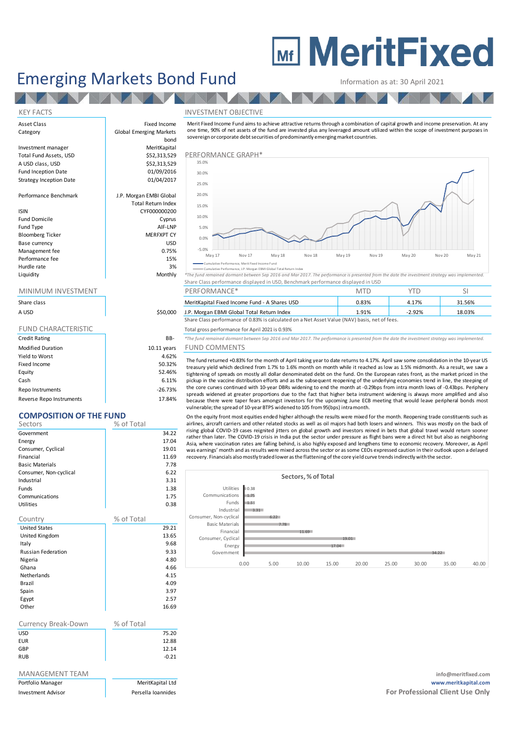# MeritFixed

# Emerging Markets Bond Fund

Information as at: 30 April 2021

## KEY FACTS

| | |
|---|---|
| Asset Class | Fixed Income |
| Category | Global Emerging Markets bond |
| Investment manager | MeritKapital |
| Total Fund Assets, USD | $52,313,529 |
| A USD class, USD | $52,313,529 |
| Fund Inception Date | 01/09/2016 |
| Strategy Inception Date | 01/04/2017 |
| Performance Benchmark | J.P. Morgan EMBI Global Total Return Index |
| ISIN | CYF000000200 |
| Fund Domicile | Cyprus |
| Fund Type | AIF-LNP |
| Bloomberg Ticker | MERFXPT CY |
| Base currency | USD |
| Management fee | 0.75% |
| Performance fee | 15% |
| Hurdle rate | 3% |
| Liquidity | Monthly |

## MINIMUM INVESTMENT

| Share class | |
|---|---|
| A USD | $50,000 |

## FUND CHARACTERISTIC

| | |
|---|---|
| Credit Rating | BB- |
| Modified Duration | 10.11 years |
| Yield to Worst | 4.62% |
| Fixed Income | 50.32% |
| Equity | 52.46% |
| Cash | 6.11% |
| Repo Instruments | -26.73% |
| Reverse Repo Instruments | 17.84% |

## COMPOSITION OF THE FUND

| Sectors | % of Total |
|---|---|
| Government | 34.22 |
| Energy | 17.04 |
| Consumer, Cyclical | 19.01 |
| Financial | 11.69 |
| Basic Materials | 7.78 |
| Consumer, Non-cyclical | 6.22 |
| Industrial | 3.31 |
| Funds | 1.38 |
| Communications | 1.75 |
| Utilities | 0.38 |

| Country | % of Total |
|---|---|
| United States | 29.21 |
| United Kingdom | 13.65 |
| Italy | 9.68 |
| Russian Federation | 9.33 |
| Nigeria | 4.80 |
| Ghana | 4.66 |
| Netherlands | 4.15 |
| Brazil | 4.09 |
| Spain | 3.97 |
| Egypt | 2.57 |
| Other | 16.69 |

| Currency Break-Down | % of Total |
|---|---|
| USD | 75.20 |
| EUR | 12.88 |
| GBP | 12.14 |
| RUB | -0.21 |

## MANAGEMENT TEAM

| | |
|---|---|
| Portfolio Manager | MeritKapital Ltd |
| Investment Advisor | Persella Ioannides |

## INVESTMENT OBJECTIVE

Merit Fixed Income Fund aims to achieve attractive returns through a combination of capital growth and income preservation. At any one time, 90% of net assets of the fund are invested plus any leveraged amount utilized within the scope of investment purposes in sovereign or corporate debt securities of predominantly emerging market countries.

## PERFORMANCE GRAPH*

Cumulative Performance, Merit Fixed Income Fund

Cumulative Performance, J.P. Morgan EMBI Global Total Return Index

*The fund remained dormant between Sep 2016 and Mar 2017. The performance is presented from the date the investment strategy was implemented.

Share Class performance displayed in USD, Benchmark performance displayed in USD

| PERFORMANCE* | MTD | YTD | SI |
|---|---|---|---|
| MeritKapital Fixed Income Fund - A Shares USD | 0.83% | 4.17% | 31.56% |
| J.P. Morgan EMBI Global Total Return Index | 1.91% | -2.92% | 18.03% |

Share Class performance of 0.83% is calculated on a Net Asset Value (NAV) basis, net of fees.

Total gross performance for April 2021 is 0.93%

*The fund remained dormant between Sep 2016 and Mar 2017. The performance is presented from the date the investment strategy was implemented.

## FUND COMMENTS

The fund returned +0.83% for the month of April taking year to date returns to 4.17%. April saw some consolidation in the 10-year US treasury yield which declined from 1.7% to 1.6% month on month while it reached as low as 1.5% midmonth. As a result, we saw a tightening of spreads on mostly all dollar denominated debt on the fund. On the European rates front, as the market priced in the pickup in the vaccine distribution efforts and as the subsequent reopening of the underlying economies trend in line, the steeping of the core curves continued with 10-year DBRs widening to end the month at -0.29bps from intra month lows of -0.43bps. Periphery spreads widened at greater proportions due to the fact that higher beta instrument widening is always more amplified and also because there were taper fears amongst investors for the upcoming June ECB meeting that would leave peripheral bonds most vulnerable; the spread of 10-year BTPS widened to 105 from 95(bps) intra month.

On the equity front most equities ended higher although the results were mixed for the month. Reopening trade constituents such as airlines, aircraft carriers and other related stocks as well as oil majors had both losers and winners. This was mostly on the back of rising global COVID-19 cases reignited jitters on global growth and investors reined in bets that global travel would return sooner rather than later. The COVID-19 crisis in India put the sector under pressure as flight bans were a direct hit but also as neighboring Asia, where vaccination rates are falling behind, is also highly exposed and lengthens time to economic recovery. Moreover, as April was earnings' month and as results were mixed across the sector or as some CEOs expressed caution in their outlook upon a delayed recovery. Financials also mostly traded lower as the flattening of the core yield curve trends indirectly with the sector.

**Sectors, % of Total**

| Sector | % of Total |
|---|---|
| Utilities | 0.38 |
| Communications | 1.75 |
| Funds | 1.38 |
| Industrial | 3.31 |
| Consumer, Non-cyclical | 6.22 |
| Basic Materials | 7.78 |
| Financial | 11.69 |
| Consumer, Cyclical | 19.01 |
| Energy | 17.04 |
| Government | 34.22 |

info@meritfixed.com

www.meritkapital.com

**For Professional Client Use Only**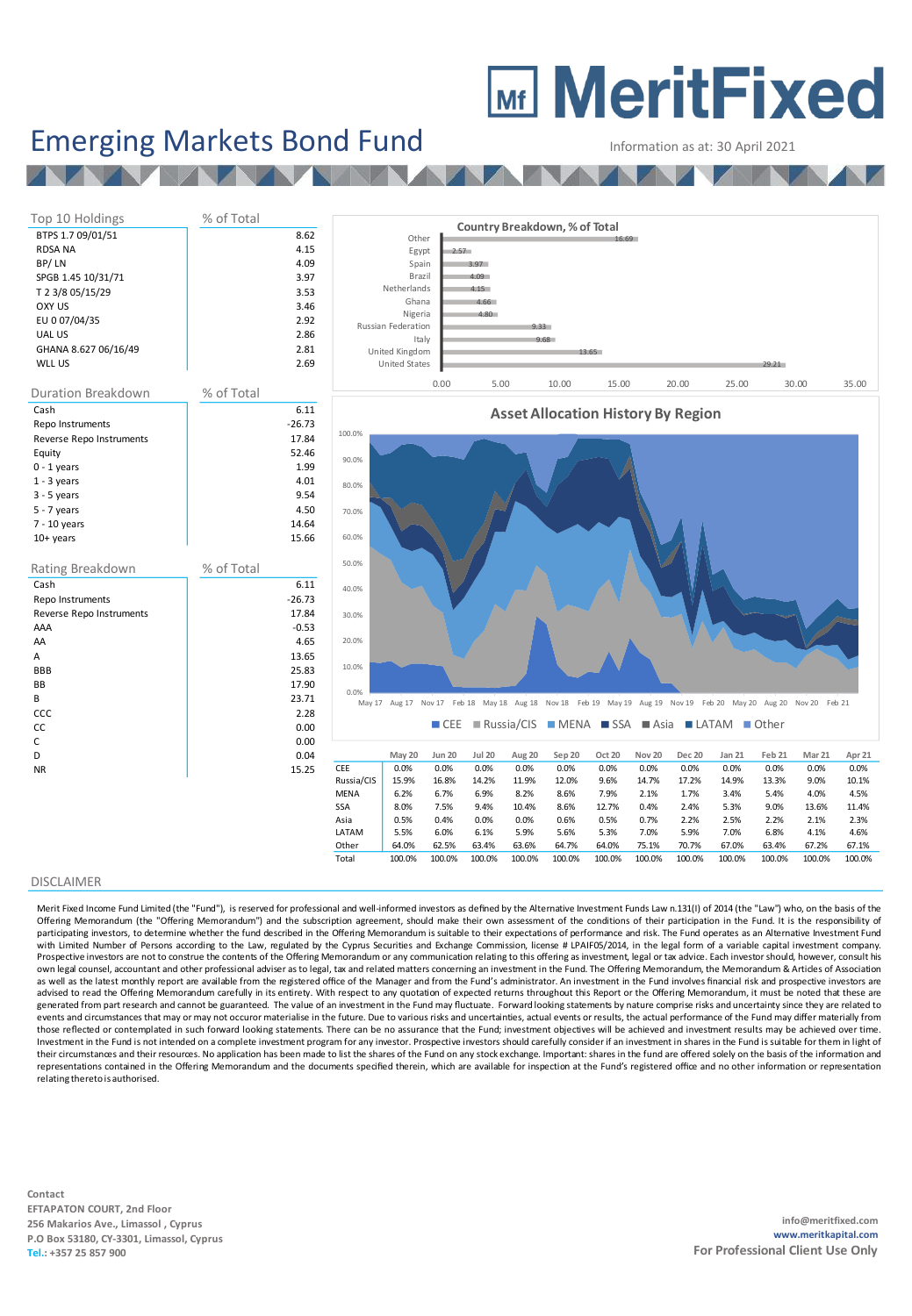# MeritFixed

# Emerging Markets Bond Fund

Information as at: 30 April 2021

| Top 10 Holdings | % of Total |
|---|---|
| BTPS 1.7 09/01/51 | 8.62 |
| RDSA NA | 4.15 |
| BP/ LN | 4.09 |
| SPGB 1.45 10/31/71 | 3.97 |
| T 2 3/8 05/15/29 | 3.53 |
| OXY US | 3.46 |
| EU 0 07/04/35 | 2.92 |
| UAL US | 2.86 |
| GHANA 8.627 06/16/49 | 2.81 |
| WLL US | 2.69 |

| Duration Breakdown | % of Total |
|---|---|
| Cash | 6.11 |
| Repo Instruments | -26.73 |
| Reverse Repo Instruments | 17.84 |
| Equity | 52.46 |
| 0 - 1 years | 1.99 |
| 1 - 3 years | 4.01 |
| 3 - 5 years | 9.54 |
| 5 - 7 years | 4.50 |
| 7 - 10 years | 14.64 |
| 10+ years | 15.66 |

| Rating Breakdown | % of Total |
|---|---|
| Cash | 6.11 |
| Repo Instruments | -26.73 |
| Reverse Repo Instruments | 17.84 |
| AAA | -0.53 |
| AA | 4.65 |
| A | 13.65 |
| BBB | 25.83 |
| BB | 17.90 |
| B | 23.71 |
| CCC | 2.28 |
| CC | 0.00 |
| C | 0.00 |
| D | 0.04 |
| NR | 15.25 |

**Country Breakdown, % of Total**

Other 16.69
Egypt 2.57
Spain 3.97
Brazil 4.09
Netherlands 4.15
Ghana 4.66
Nigeria 4.80
Russian Federation 9.33
Italy 9.68
United Kingdom 13.65
United States 29.21

0.00 5.00 10.00 15.00 20.00 25.00 30.00 35.00

**Asset Allocation History By Region**

100.0% 90.0% 80.0% 70.0% 60.0% 50.0% 40.0% 30.0% 20.0% 10.0% 0.0%

May 17 Aug 17 Nov 17 Feb 18 May 18 Aug 18 Nov 18 Feb 19 May 19 Aug 19 Nov 19 Feb 20 May 20 Aug 20 Nov 20 Feb 21

CEE, Russia/CIS, MENA, SSA, Asia, LATAM, Other

| | May 20 | Jun 20 | Jul 20 | Aug 20 | Sep 20 | Oct 20 | Nov 20 | Dec 20 | Jan 21 | Feb 21 | Mar 21 | Apr 21 |
|---|---|---|---|---|---|---|---|---|---|---|---|---|
| CEE | 0.0% | 0.0% | 0.0% | 0.0% | 0.0% | 0.0% | 0.0% | 0.0% | 0.0% | 0.0% | 0.0% | 0.0% |
| Russia/CIS | 15.9% | 16.8% | 14.2% | 11.9% | 12.0% | 9.6% | 14.7% | 17.2% | 14.9% | 13.3% | 9.0% | 10.1% |
| MENA | 6.2% | 6.7% | 6.9% | 8.2% | 8.6% | 7.9% | 2.1% | 1.7% | 3.4% | 5.4% | 4.0% | 4.5% |
| SSA | 8.0% | 7.5% | 9.4% | 10.4% | 8.6% | 12.7% | 0.4% | 2.4% | 5.3% | 9.0% | 13.6% | 11.4% |
| Asia | 0.5% | 0.4% | 0.0% | 0.0% | 0.6% | 0.5% | 0.7% | 2.2% | 2.5% | 2.2% | 2.1% | 2.3% |
| LATAM | 5.5% | 6.0% | 6.1% | 5.9% | 5.6% | 5.3% | 7.0% | 5.9% | 7.0% | 6.8% | 4.1% | 4.6% |
| Other | 64.0% | 62.5% | 63.4% | 63.6% | 64.7% | 64.0% | 75.1% | 70.7% | 67.0% | 63.4% | 67.2% | 67.1% |
| Total | 100.0% | 100.0% | 100.0% | 100.0% | 100.0% | 100.0% | 100.0% | 100.0% | 100.0% | 100.0% | 100.0% | 100.0% |

## DISCLAIMER

Merit Fixed Income Fund Limited (the "Fund"), is reserved for professional and well-informed investors as defined by the Alternative Investment Funds Law n.131(I) of 2014 (the "Law") who, on the basis of the Offering Memorandum (the "Offering Memorandum") and the subscription agreement, should make their own assessment of the conditions of their participation in the Fund. It is the responsibility of participating investors, to determine whether the fund described in the Offering Memorandum is suitable to their expectations of performance and risk. The Fund operates as an Alternative Investment Fund with Limited Number of Persons according to the Law, regulated by the Cyprus Securities and Exchange Commission, license # LPAIF05/2014, in the legal form of a variable capital investment company. Prospective investors are not to construe the contents of the Offering Memorandum or any communication relating to this offering as investment, legal or tax advice. Each investor should, however, consult his own legal counsel, accountant and other professional adviser as to legal, tax and related matters concerning an investment in the Fund. The Offering Memorandum, the Memorandum & Articles of Association as well as the latest monthly report are available from the registered office of the Manager and from the Fund's administrator. An investment in the Fund involves financial risk and prospective investors are advised to read the Offering Memorandum carefully in its entirety. With respect to any quotation of expected returns throughout this Report or the Offering Memorandum, it must be noted that these are generated from part research and cannot be guaranteed. The value of an investment in the Fund may fluctuate. Forward looking statements by nature comprise risks and uncertainty since they are related to events and circumstances that may or may not occur or materialise in the future. Due to various risks and uncertainties, actual events or results, the actual performance of the Fund may differ materially from those reflected or contemplated in such forward looking statements. There can be no assurance that the Fund; investment objectives will be achieved and investment results may be achieved over time. Investment in the Fund is not intended on a complete investment program for any investor. Prospective investors should carefully consider if an investment in shares in the Fund is suitable for them in light of their circumstances and their resources. No application has been made to list the shares of the Fund on any stock exchange. Important: shares in the fund are offered solely on the basis of the information and representations contained in the Offering Memorandum and the documents specified therein, which are available for inspection at the Fund's registered office and no other information or representation relating thereto is authorised.

**Contact**
**EFTAPATON COURT, 2nd Floor**
**256 Makarios Ave., Limassol , Cyprus**
**P.O Box 53180, CY-3301, Limassol, Cyprus**
**Tel.: +357 25 857 900**

**info@meritfixed.com**
**www.meritkapital.com**
**For Professional Client Use Only**